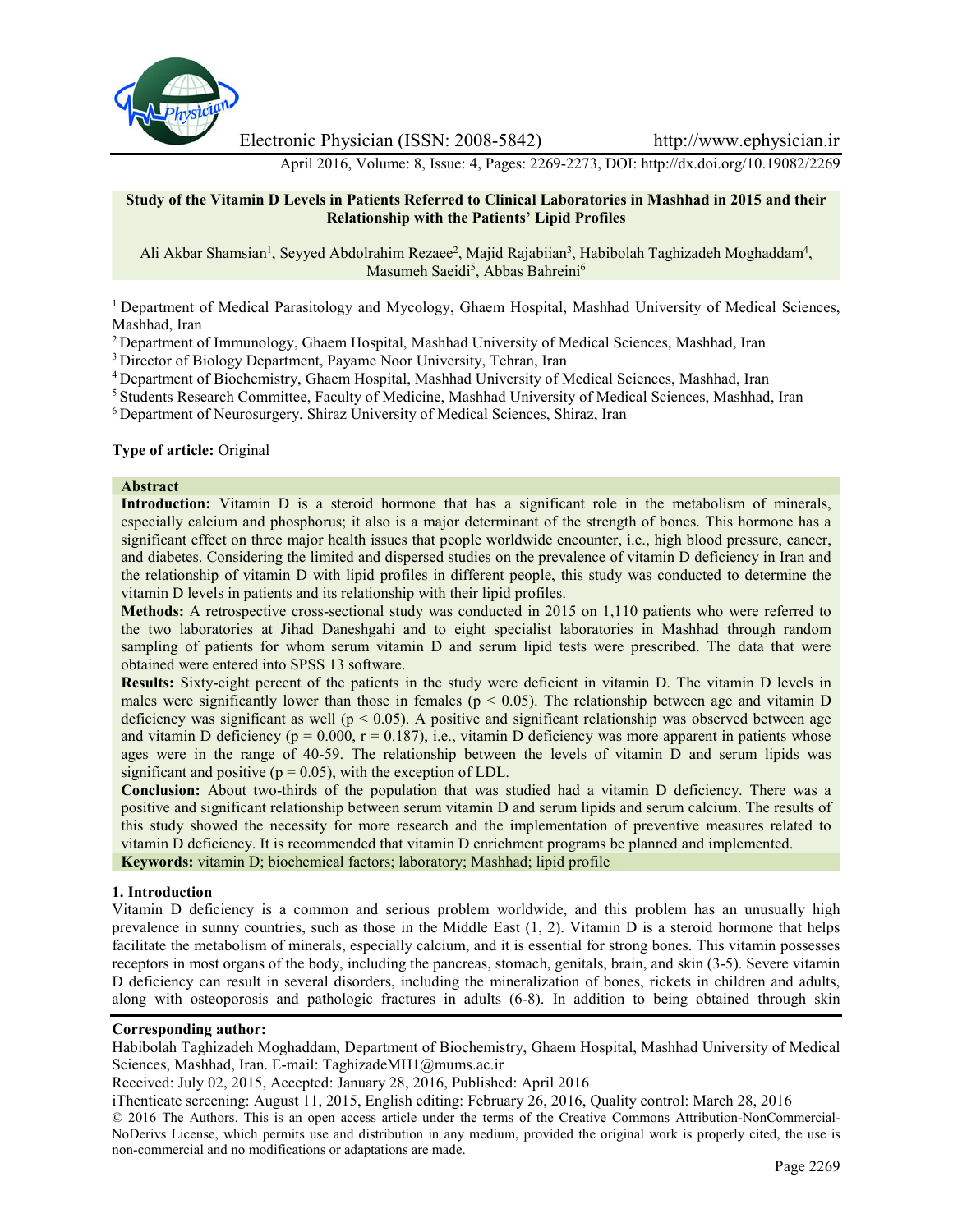# Study of the Vitamin D Levels in Patients Referred to Clinical Laboratories in Mashhad in 2015 and their Relationship with the Patients' Lipid Profiles

Ali Akbar Shamsian[1], Seyyed Abdolrahim Rezaee[2], Majid Rajabiian[3], Habibolah Taghizadeh Moghaddam[4], Masumeh Saeidi[5], Abbas Bahreini[6]

[1] Department of Medical Parasitology and Mycology, Ghaem Hospital, Mashhad University of Medical Sciences, Mashhad, Iran
[2] Department of Immunology, Ghaem Hospital, Mashhad University of Medical Sciences, Mashhad, Iran
[3] Director of Biology Department, Payame Noor University, Tehran, Iran
[4] Department of Biochemistry, Ghaem Hospital, Mashhad University of Medical Sciences, Mashhad, Iran
[5] Students Research Committee, Faculty of Medicine, Mashhad University of Medical Sciences, Mashhad, Iran
[6] Department of Neurosurgery, Shiraz University of Medical Sciences, Shiraz, Iran

**Type of article:** Original

## Abstract

**Introduction:** Vitamin D is a steroid hormone that has a significant role in the metabolism of minerals, especially calcium and phosphorus; it also is a major determinant of the strength of bones. This hormone has a significant effect on three major health issues that people worldwide encounter, i.e., high blood pressure, cancer, and diabetes. Considering the limited and dispersed studies on the prevalence of vitamin D deficiency in Iran and the relationship of vitamin D with lipid profiles in different people, this study was conducted to determine the vitamin D levels in patients and its relationship with their lipid profiles.

**Methods:** A retrospective cross-sectional study was conducted in 2015 on 1,110 patients who were referred to the two laboratories at Jihad Daneshgahi and to eight specialist laboratories in Mashhad through random sampling of patients for whom serum vitamin D and serum lipid tests were prescribed. The data that were obtained were entered into SPSS 13 software.

**Results:** Sixty-eight percent of the patients in the study were deficient in vitamin D. The vitamin D levels in males were significantly lower than those in females ($p < 0.05$). The relationship between age and vitamin D deficiency was significant as well ($p < 0.05$). A positive and significant relationship was observed between age and vitamin D deficiency ($p = 0.000$, $r = 0.187$), i.e., vitamin D deficiency was more apparent in patients whose ages were in the range of 40-59. The relationship between the levels of vitamin D and serum lipids was significant and positive ($p = 0.05$), with the exception of LDL.

**Conclusion:** About two-thirds of the population that was studied had a vitamin D deficiency. There was a positive and significant relationship between serum vitamin D and serum lipids and serum calcium. The results of this study showed the necessity for more research and the implementation of preventive measures related to vitamin D deficiency. It is recommended that vitamin D enrichment programs be planned and implemented.

**Keywords:** vitamin D; biochemical factors; laboratory; Mashhad; lipid profile

## 1. Introduction

Vitamin D deficiency is a common and serious problem worldwide, and this problem has an unusually high prevalence in sunny countries, such as those in the Middle East (1, 2). Vitamin D is a steroid hormone that helps facilitate the metabolism of minerals, especially calcium, and it is essential for strong bones. This vitamin possesses receptors in most organs of the body, including the pancreas, stomach, genitals, brain, and skin (3-5). Severe vitamin D deficiency can result in several disorders, including the mineralization of bones, rickets in children and adults, along with osteoporosis and pathologic fractures in adults (6-8). In addition to being obtained through skin

**Corresponding author:**
Habibolah Taghizadeh Moghaddam, Department of Biochemistry, Ghaem Hospital, Mashhad University of Medical Sciences, Mashhad, Iran. E-mail: TaghizadeMH1@mums.ac.ir
Received: July 02, 2015, Accepted: January 28, 2016, Published: April 2016
iThenticate screening: August 11, 2015, English editing: February 26, 2016, Quality control: March 28, 2016
© 2016 The Authors. This is an open access article under the terms of the Creative Commons Attribution-NonCommercial-NoDerivs License, which permits use and distribution in any medium, provided the original work is properly cited, the use is non-commercial and no modifications or adaptations are made.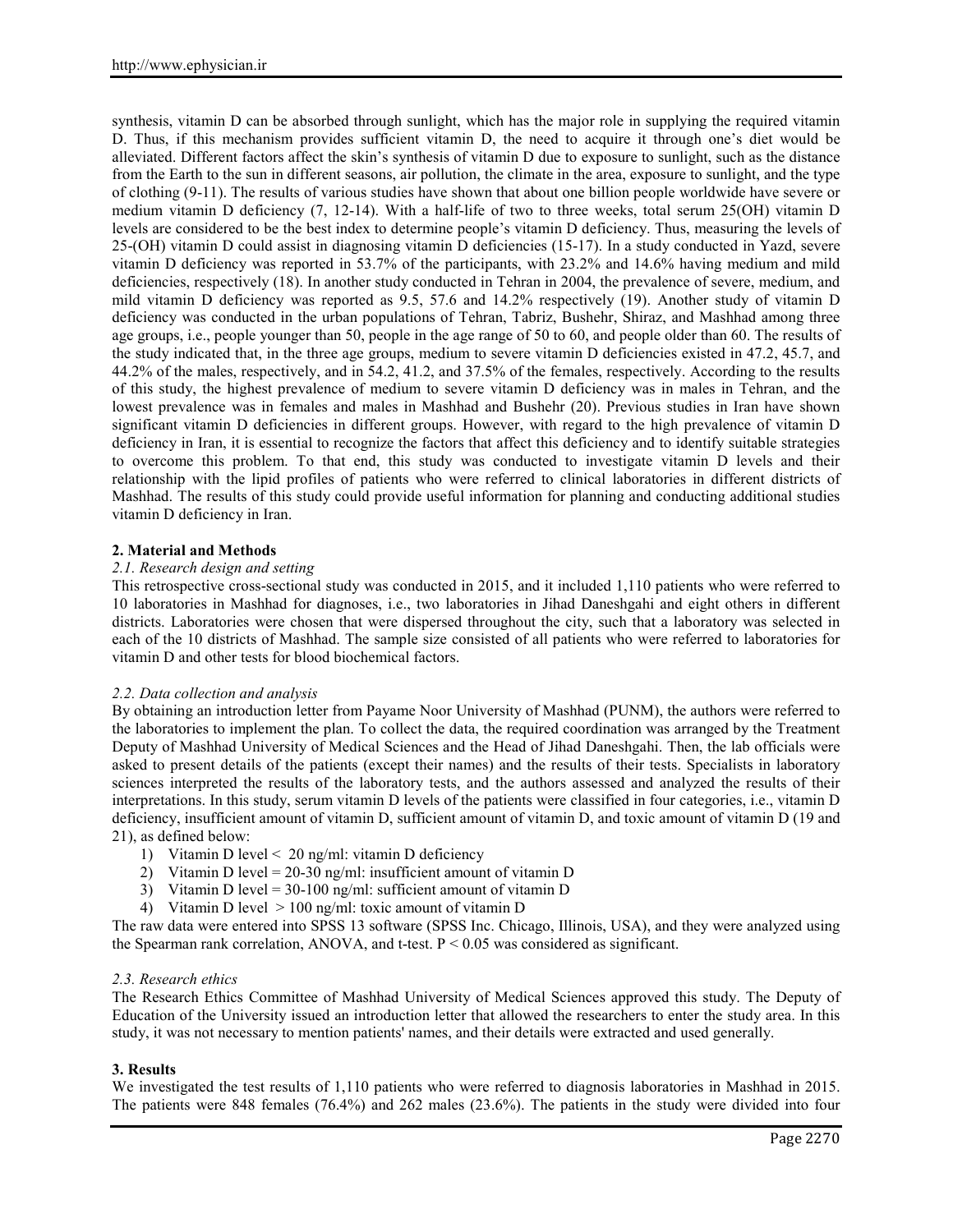synthesis, vitamin D can be absorbed through sunlight, which has the major role in supplying the required vitamin D. Thus, if this mechanism provides sufficient vitamin D, the need to acquire it through one's diet would be alleviated. Different factors affect the skin's synthesis of vitamin D due to exposure to sunlight, such as the distance from the Earth to the sun in different seasons, air pollution, the climate in the area, exposure to sunlight, and the type of clothing (9-11). The results of various studies have shown that about one billion people worldwide have severe or medium vitamin D deficiency (7, 12-14). With a half-life of two to three weeks, total serum 25(OH) vitamin D levels are considered to be the best index to determine people's vitamin D deficiency. Thus, measuring the levels of 25-(OH) vitamin D could assist in diagnosing vitamin D deficiencies (15-17). In a study conducted in Yazd, severe vitamin D deficiency was reported in 53.7% of the participants, with 23.2% and 14.6% having medium and mild deficiencies, respectively (18). In another study conducted in Tehran in 2004, the prevalence of severe, medium, and mild vitamin D deficiency was reported as 9.5, 57.6 and 14.2% respectively (19). Another study of vitamin D deficiency was conducted in the urban populations of Tehran, Tabriz, Bushehr, Shiraz, and Mashhad among three age groups, i.e., people younger than 50, people in the age range of 50 to 60, and people older than 60. The results of the study indicated that, in the three age groups, medium to severe vitamin D deficiencies existed in 47.2, 45.7, and 44.2% of the males, respectively, and in 54.2, 41.2, and 37.5% of the females, respectively. According to the results of this study, the highest prevalence of medium to severe vitamin D deficiency was in males in Tehran, and the lowest prevalence was in females and males in Mashhad and Bushehr (20). Previous studies in Iran have shown significant vitamin D deficiencies in different groups. However, with regard to the high prevalence of vitamin D deficiency in Iran, it is essential to recognize the factors that affect this deficiency and to identify suitable strategies to overcome this problem. To that end, this study was conducted to investigate vitamin D levels and their relationship with the lipid profiles of patients who were referred to clinical laboratories in different districts of Mashhad. The results of this study could provide useful information for planning and conducting additional studies vitamin D deficiency in Iran.

## 2. Material and Methods

### *2.1. Research design and setting*

This retrospective cross-sectional study was conducted in 2015, and it included 1,110 patients who were referred to 10 laboratories in Mashhad for diagnoses, i.e., two laboratories in Jihad Daneshgahi and eight others in different districts. Laboratories were chosen that were dispersed throughout the city, such that a laboratory was selected in each of the 10 districts of Mashhad. The sample size consisted of all patients who were referred to laboratories for vitamin D and other tests for blood biochemical factors.

### *2.2. Data collection and analysis*

By obtaining an introduction letter from Payame Noor University of Mashhad (PUNM), the authors were referred to the laboratories to implement the plan. To collect the data, the required coordination was arranged by the Treatment Deputy of Mashhad University of Medical Sciences and the Head of Jihad Daneshgahi. Then, the lab officials were asked to present details of the patients (except their names) and the results of their tests. Specialists in laboratory sciences interpreted the results of the laboratory tests, and the authors assessed and analyzed the results of their interpretations. In this study, serum vitamin D levels of the patients were classified in four categories, i.e., vitamin D deficiency, insufficient amount of vitamin D, sufficient amount of vitamin D, and toxic amount of vitamin D (19 and 21), as defined below:

1) Vitamin D level < 20 ng/ml: vitamin D deficiency
2) Vitamin D level = 20-30 ng/ml: insufficient amount of vitamin D
3) Vitamin D level = 30-100 ng/ml: sufficient amount of vitamin D
4) Vitamin D level > 100 ng/ml: toxic amount of vitamin D

The raw data were entered into SPSS 13 software (SPSS Inc. Chicago, Illinois, USA), and they were analyzed using the Spearman rank correlation, ANOVA, and t-test. $P < 0.05$ was considered as significant.

### *2.3. Research ethics*

The Research Ethics Committee of Mashhad University of Medical Sciences approved this study. The Deputy of Education of the University issued an introduction letter that allowed the researchers to enter the study area. In this study, it was not necessary to mention patients' names, and their details were extracted and used generally.

## 3. Results

We investigated the test results of 1,110 patients who were referred to diagnosis laboratories in Mashhad in 2015. The patients were 848 females (76.4%) and 262 males (23.6%). The patients in the study were divided into four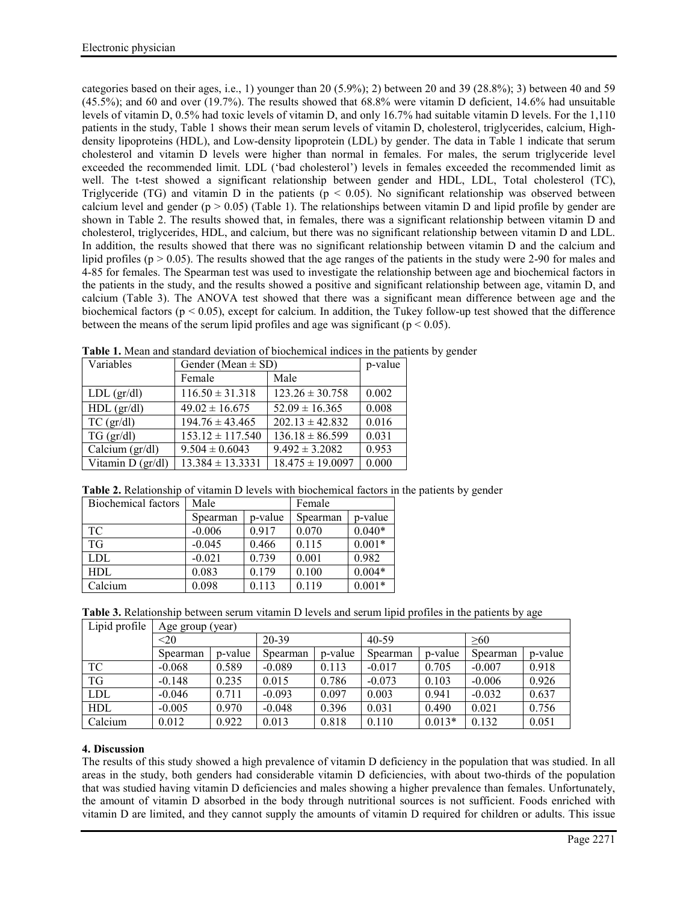categories based on their ages, i.e., 1) younger than 20 (5.9%); 2) between 20 and 39 (28.8%); 3) between 40 and 59 (45.5%); and 60 and over (19.7%). The results showed that 68.8% were vitamin D deficient, 14.6% had unsuitable levels of vitamin D, 0.5% had toxic levels of vitamin D, and only 16.7% had suitable vitamin D levels. For the 1,110 patients in the study, Table 1 shows their mean serum levels of vitamin D, cholesterol, triglycerides, calcium, High-density lipoproteins (HDL), and Low-density lipoprotein (LDL) by gender. The data in Table 1 indicate that serum cholesterol and vitamin D levels were higher than normal in females. For males, the serum triglyceride level exceeded the recommended limit. LDL ('bad cholesterol') levels in females exceeded the recommended limit as well. The t-test showed a significant relationship between gender and HDL, LDL, Total cholesterol (TC), Triglyceride (TG) and vitamin D in the patients ($p < 0.05$). No significant relationship was observed between calcium level and gender ($p > 0.05$) (Table 1). The relationships between vitamin D and lipid profile by gender are shown in Table 2. The results showed that, in females, there was a significant relationship between vitamin D and cholesterol, triglycerides, HDL, and calcium, but there was no significant relationship between vitamin D and LDL. In addition, the results showed that there was no significant relationship between vitamin D and the calcium and lipid profiles ($p > 0.05$). The results showed that the age ranges of the patients in the study were 2-90 for males and 4-85 for females. The Spearman test was used to investigate the relationship between age and biochemical factors in the patients in the study, and the results showed a positive and significant relationship between age, vitamin D, and calcium (Table 3). The ANOVA test showed that there was a significant mean difference between age and the biochemical factors ($p < 0.05$), except for calcium. In addition, the Tukey follow-up test showed that the difference between the means of the serum lipid profiles and age was significant ($p < 0.05$).

**Table 1.** Mean and standard deviation of biochemical indices in the patients by gender

| Variables | Gender (Mean ± SD) | | p-value |
|---|---|---|---|
| | Female | Male | |
| LDL (gr/dl) | 116.50 ± 31.318 | 123.26 ± 30.758 | 0.002 |
| HDL (gr/dl) | 49.02 ± 16.675 | 52.09 ± 16.365 | 0.008 |
| TC (gr/dl) | 194.76 ± 43.465 | 202.13 ± 42.832 | 0.016 |
| TG (gr/dl) | 153.12 ± 117.540 | 136.18 ± 86.599 | 0.031 |
| Calcium (gr/dl) | 9.504 ± 0.6043 | 9.492 ± 3.2082 | 0.953 |
| Vitamin D (gr/dl) | 13.384 ± 13.3331 | 18.475 ± 19.0097 | 0.000 |

**Table 2.** Relationship of vitamin D levels with biochemical factors in the patients by gender

| Biochemical factors | Male | | Female | |
|---|---|---|---|---|
| | Spearman | p-value | Spearman | p-value |
| TC | -0.006 | 0.917 | 0.070 | 0.040* |
| TG | -0.045 | 0.466 | 0.115 | 0.001* |
| LDL | -0.021 | 0.739 | 0.001 | 0.982 |
| HDL | 0.083 | 0.179 | 0.100 | 0.004* |
| Calcium | 0.098 | 0.113 | 0.119 | 0.001* |

**Table 3.** Relationship between serum vitamin D levels and serum lipid profiles in the patients by age

| Lipid profile | Age group (year) | | | | | | | |
|---|---|---|---|---|---|---|---|---|
| | <20 | | 20-39 | | 40-59 | | ≥60 | |
| | Spearman | p-value | Spearman | p-value | Spearman | p-value | Spearman | p-value |
| TC | -0.068 | 0.589 | -0.089 | 0.113 | -0.017 | 0.705 | -0.007 | 0.918 |
| TG | -0.148 | 0.235 | 0.015 | 0.786 | -0.073 | 0.103 | -0.006 | 0.926 |
| LDL | -0.046 | 0.711 | -0.093 | 0.097 | 0.003 | 0.941 | -0.032 | 0.637 |
| HDL | -0.005 | 0.970 | -0.048 | 0.396 | 0.031 | 0.490 | 0.021 | 0.756 |
| Calcium | 0.012 | 0.922 | 0.013 | 0.818 | 0.110 | 0.013* | 0.132 | 0.051 |

## 4. Discussion

The results of this study showed a high prevalence of vitamin D deficiency in the population that was studied. In all areas in the study, both genders had considerable vitamin D deficiencies, with about two-thirds of the population that was studied having vitamin D deficiencies and males showing a higher prevalence than females. Unfortunately, the amount of vitamin D absorbed in the body through nutritional sources is not sufficient. Foods enriched with vitamin D are limited, and they cannot supply the amounts of vitamin D required for children or adults. This issue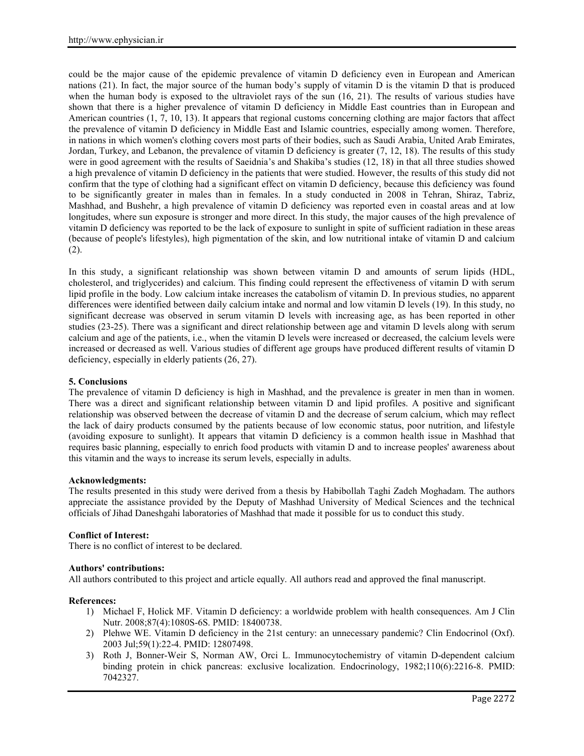could be the major cause of the epidemic prevalence of vitamin D deficiency even in European and American nations (21). In fact, the major source of the human body's supply of vitamin D is the vitamin D that is produced when the human body is exposed to the ultraviolet rays of the sun (16, 21). The results of various studies have shown that there is a higher prevalence of vitamin D deficiency in Middle East countries than in European and American countries (1, 7, 10, 13). It appears that regional customs concerning clothing are major factors that affect the prevalence of vitamin D deficiency in Middle East and Islamic countries, especially among women. Therefore, in nations in which women's clothing covers most parts of their bodies, such as Saudi Arabia, United Arab Emirates, Jordan, Turkey, and Lebanon, the prevalence of vitamin D deficiency is greater (7, 12, 18). The results of this study were in good agreement with the results of Saeidnia's and Shakiba's studies (12, 18) in that all three studies showed a high prevalence of vitamin D deficiency in the patients that were studied. However, the results of this study did not confirm that the type of clothing had a significant effect on vitamin D deficiency, because this deficiency was found to be significantly greater in males than in females. In a study conducted in 2008 in Tehran, Shiraz, Tabriz, Mashhad, and Bushehr, a high prevalence of vitamin D deficiency was reported even in coastal areas and at low longitudes, where sun exposure is stronger and more direct. In this study, the major causes of the high prevalence of vitamin D deficiency was reported to be the lack of exposure to sunlight in spite of sufficient radiation in these areas (because of people's lifestyles), high pigmentation of the skin, and low nutritional intake of vitamin D and calcium (2).

In this study, a significant relationship was shown between vitamin D and amounts of serum lipids (HDL, cholesterol, and triglycerides) and calcium. This finding could represent the effectiveness of vitamin D with serum lipid profile in the body. Low calcium intake increases the catabolism of vitamin D. In previous studies, no apparent differences were identified between daily calcium intake and normal and low vitamin D levels (19). In this study, no significant decrease was observed in serum vitamin D levels with increasing age, as has been reported in other studies (23-25). There was a significant and direct relationship between age and vitamin D levels along with serum calcium and age of the patients, i.e., when the vitamin D levels were increased or decreased, the calcium levels were increased or decreased as well. Various studies of different age groups have produced different results of vitamin D deficiency, especially in elderly patients (26, 27).

## 5. Conclusions

The prevalence of vitamin D deficiency is high in Mashhad, and the prevalence is greater in men than in women. There was a direct and significant relationship between vitamin D and lipid profiles. A positive and significant relationship was observed between the decrease of vitamin D and the decrease of serum calcium, which may reflect the lack of dairy products consumed by the patients because of low economic status, poor nutrition, and lifestyle (avoiding exposure to sunlight). It appears that vitamin D deficiency is a common health issue in Mashhad that requires basic planning, especially to enrich food products with vitamin D and to increase peoples' awareness about this vitamin and the ways to increase its serum levels, especially in adults.

**Acknowledgments:**

The results presented in this study were derived from a thesis by Habibollah Taghi Zadeh Moghadam. The authors appreciate the assistance provided by the Deputy of Mashhad University of Medical Sciences and the technical officials of Jihad Daneshgahi laboratories of Mashhad that made it possible for us to conduct this study.

**Conflict of Interest:**

There is no conflict of interest to be declared.

**Authors' contributions:**

All authors contributed to this project and article equally. All authors read and approved the final manuscript.

**References:**

1) Michael F, Holick MF. Vitamin D deficiency: a worldwide problem with health consequences. Am J Clin Nutr. 2008;87(4):1080S-6S. PMID: 18400738.
2) Plehwe WE. Vitamin D deficiency in the 21st century: an unnecessary pandemic? Clin Endocrinol (Oxf). 2003 Jul;59(1):22-4. PMID: 12807498.
3) Roth J, Bonner-Weir S, Norman AW, Orci L. Immunocytochemistry of vitamin D-dependent calcium binding protein in chick pancreas: exclusive localization. Endocrinology, 1982;110(6):2216-8. PMID: 7042327.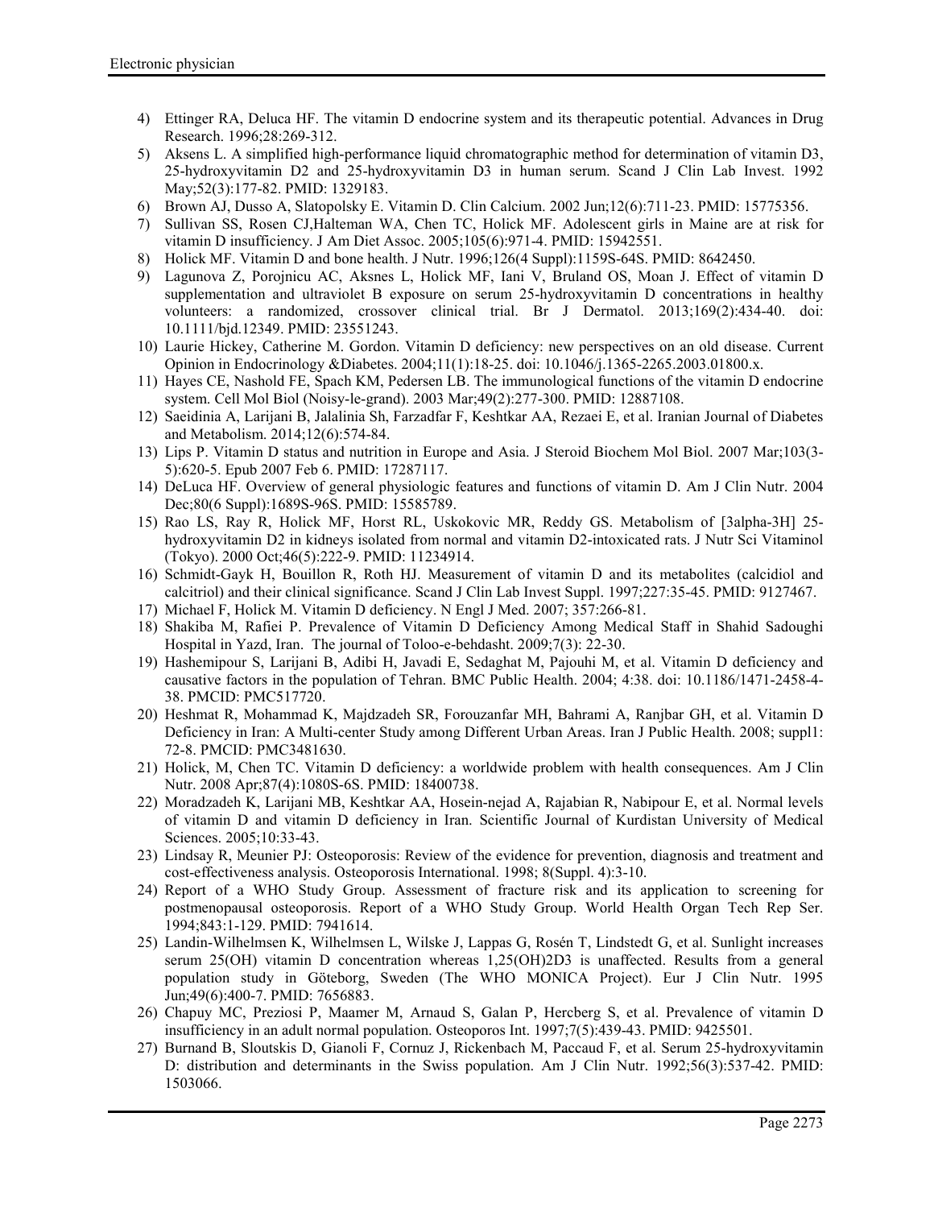4) Ettinger RA, Deluca HF. The vitamin D endocrine system and its therapeutic potential. Advances in Drug Research. 1996;28:269-312.
5) Aksens L. A simplified high-performance liquid chromatographic method for determination of vitamin D3, 25-hydroxyvitamin D2 and 25-hydroxyvitamin D3 in human serum. Scand J Clin Lab Invest. 1992 May;52(3):177-82. PMID: 1329183.
6) Brown AJ, Dusso A, Slatopolsky E. Vitamin D. Clin Calcium. 2002 Jun;12(6):711-23. PMID: 15775356.
7) Sullivan SS, Rosen CJ,Halteman WA, Chen TC, Holick MF. Adolescent girls in Maine are at risk for vitamin D insufficiency. J Am Diet Assoc. 2005;105(6):971-4. PMID: 15942551.
8) Holick MF. Vitamin D and bone health. J Nutr. 1996;126(4 Suppl):1159S-64S. PMID: 8642450.
9) Lagunova Z, Porojnicu AC, Aksnes L, Holick MF, Iani V, Bruland OS, Moan J. Effect of vitamin D supplementation and ultraviolet B exposure on serum 25-hydroxyvitamin D concentrations in healthy volunteers: a randomized, crossover clinical trial. Br J Dermatol. 2013;169(2):434-40. doi: 10.1111/bjd.12349. PMID: 23551243.
10) Laurie Hickey, Catherine M. Gordon. Vitamin D deficiency: new perspectives on an old disease. Current Opinion in Endocrinology &Diabetes. 2004;11(1):18-25. doi: 10.1046/j.1365-2265.2003.01800.x.
11) Hayes CE, Nashold FE, Spach KM, Pedersen LB. The immunological functions of the vitamin D endocrine system. Cell Mol Biol (Noisy-le-grand). 2003 Mar;49(2):277-300. PMID: 12887108.
12) Saeidinia A, Larijani B, Jalalinia Sh, Farzadfar F, Keshtkar AA, Rezaei E, et al. Iranian Journal of Diabetes and Metabolism. 2014;12(6):574-84.
13) Lips P. Vitamin D status and nutrition in Europe and Asia. J Steroid Biochem Mol Biol. 2007 Mar;103(3-5):620-5. Epub 2007 Feb 6. PMID: 17287117.
14) DeLuca HF. Overview of general physiologic features and functions of vitamin D. Am J Clin Nutr. 2004 Dec;80(6 Suppl):1689S-96S. PMID: 15585789.
15) Rao LS, Ray R, Holick MF, Horst RL, Uskokovic MR, Reddy GS. Metabolism of [3alpha-3H] 25-hydroxyvitamin D2 in kidneys isolated from normal and vitamin D2-intoxicated rats. J Nutr Sci Vitaminol (Tokyo). 2000 Oct;46(5):222-9. PMID: 11234914.
16) Schmidt-Gayk H, Bouillon R, Roth HJ. Measurement of vitamin D and its metabolites (calcidiol and calcitriol) and their clinical significance. Scand J Clin Lab Invest Suppl. 1997;227:35-45. PMID: 9127467.
17) Michael F, Holick M. Vitamin D deficiency. N Engl J Med. 2007; 357:266-81.
18) Shakiba M, Rafiei P. Prevalence of Vitamin D Deficiency Among Medical Staff in Shahid Sadoughi Hospital in Yazd, Iran. The journal of Toloo-e-behdasht. 2009;7(3): 22-30.
19) Hashemipour S, Larijani B, Adibi H, Javadi E, Sedaghat M, Pajouhi M, et al. Vitamin D deficiency and causative factors in the population of Tehran. BMC Public Health. 2004; 4:38. doi: 10.1186/1471-2458-4-38. PMCID: PMC517720.
20) Heshmat R, Mohammad K, Majdzadeh SR, Forouzanfar MH, Bahrami A, Ranjbar GH, et al. Vitamin D Deficiency in Iran: A Multi-center Study among Different Urban Areas. Iran J Public Health. 2008; suppl1: 72-8. PMCID: PMC3481630.
21) Holick, M, Chen TC. Vitamin D deficiency: a worldwide problem with health consequences. Am J Clin Nutr. 2008 Apr;87(4):1080S-6S. PMID: 18400738.
22) Moradzadeh K, Larijani MB, Keshtkar AA, Hosein-nejad A, Rajabian R, Nabipour E, et al. Normal levels of vitamin D and vitamin D deficiency in Iran. Scientific Journal of Kurdistan University of Medical Sciences. 2005;10:33-43.
23) Lindsay R, Meunier PJ: Osteoporosis: Review of the evidence for prevention, diagnosis and treatment and cost-effectiveness analysis. Osteoporosis International. 1998; 8(Suppl. 4):3-10.
24) Report of a WHO Study Group. Assessment of fracture risk and its application to screening for postmenopausal osteoporosis. Report of a WHO Study Group. World Health Organ Tech Rep Ser. 1994;843:1-129. PMID: 7941614.
25) Landin-Wilhelmsen K, Wilhelmsen L, Wilske J, Lappas G, Rosén T, Lindstedt G, et al. Sunlight increases serum 25(OH) vitamin D concentration whereas 1,25(OH)2D3 is unaffected. Results from a general population study in Göteborg, Sweden (The WHO MONICA Project). Eur J Clin Nutr. 1995 Jun;49(6):400-7. PMID: 7656883.
26) Chapuy MC, Preziosi P, Maamer M, Arnaud S, Galan P, Hercberg S, et al. Prevalence of vitamin D insufficiency in an adult normal population. Osteoporos Int. 1997;7(5):439-43. PMID: 9425501.
27) Burnand B, Sloutskis D, Gianoli F, Cornuz J, Rickenbach M, Paccaud F, et al. Serum 25-hydroxyvitamin D: distribution and determinants in the Swiss population. Am J Clin Nutr. 1992;56(3):537-42. PMID: 1503066.